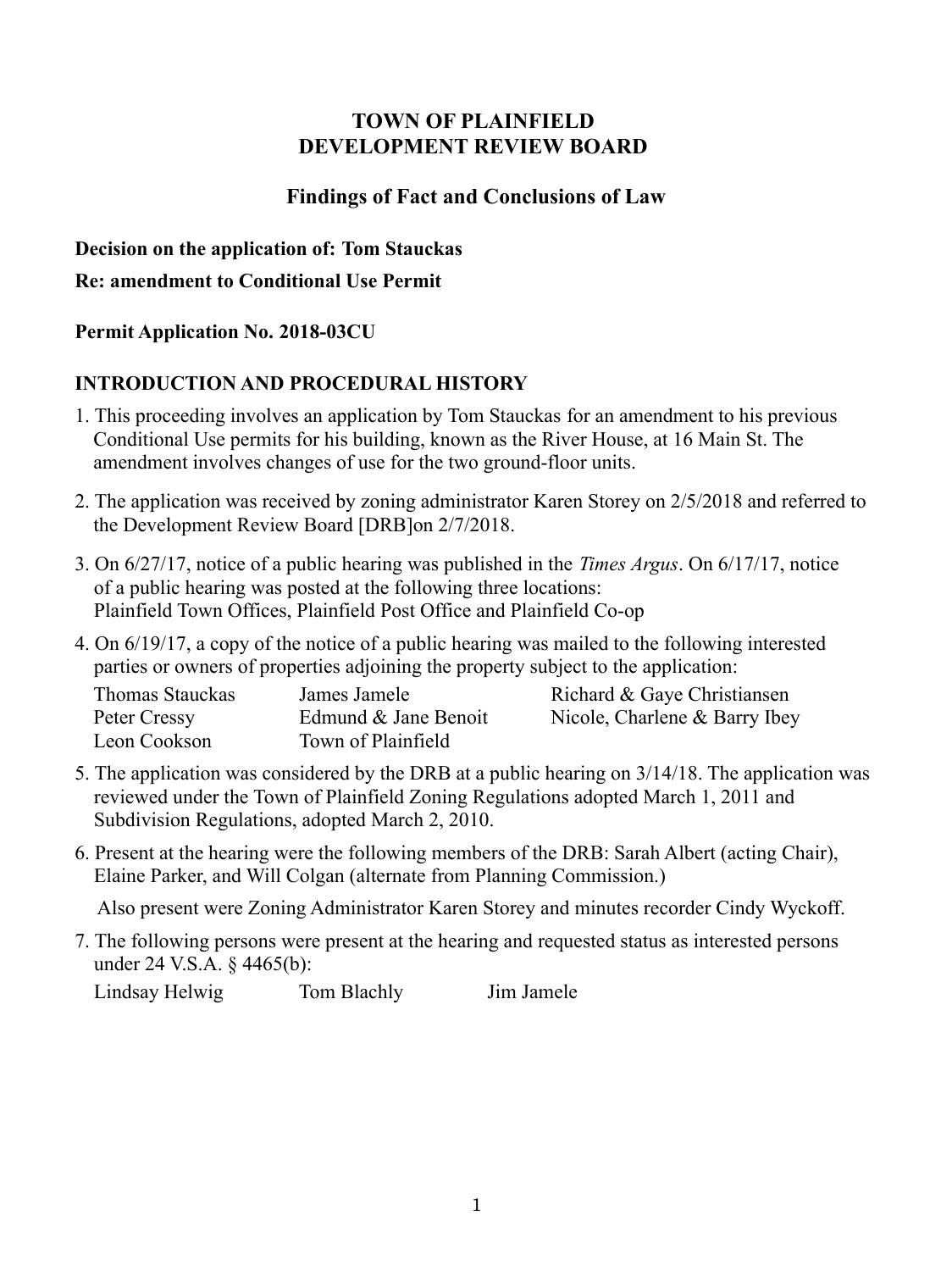# TOWN OF PLAINFIELD
# DEVELOPMENT REVIEW BOARD

## Findings of Fact and Conclusions of Law

**Decision on the application of: Tom Stauckas**

**Re: amendment to Conditional Use Permit**

**Permit Application No. 2018-03CU**

### INTRODUCTION AND PROCEDURAL HISTORY

1. This proceeding involves an application by Tom Stauckas for an amendment to his previous Conditional Use permits for his building, known as the River House, at 16 Main St. The amendment involves changes of use for the two ground-floor units.

2. The application was received by zoning administrator Karen Storey on 2/5/2018 and referred to the Development Review Board [DRB]on 2/7/2018.

3. On 6/27/17, notice of a public hearing was published in the *Times Argus*. On 6/17/17, notice of a public hearing was posted at the following three locations: Plainfield Town Offices, Plainfield Post Office and Plainfield Co-op

4. On 6/19/17, a copy of the notice of a public hearing was mailed to the following interested parties or owners of properties adjoining the property subject to the application:

| | | |
|---|---|---|
| Thomas Stauckas | James Jamele | Richard & Gaye Christiansen |
| Peter Cressy | Edmund & Jane Benoit | Nicole, Charlene & Barry Ibey |
| Leon Cookson | Town of Plainfield | |

5. The application was considered by the DRB at a public hearing on 3/14/18. The application was reviewed under the Town of Plainfield Zoning Regulations adopted March 1, 2011 and Subdivision Regulations, adopted March 2, 2010.

6. Present at the hearing were the following members of the DRB: Sarah Albert (acting Chair), Elaine Parker, and Will Colgan (alternate from Planning Commission.)

   Also present were Zoning Administrator Karen Storey and minutes recorder Cindy Wyckoff.

7. The following persons were present at the hearing and requested status as interested persons under 24 V.S.A. § 4465(b):

| | | |
|---|---|---|
| Lindsay Helwig | Tom Blachly | Jim Jamele |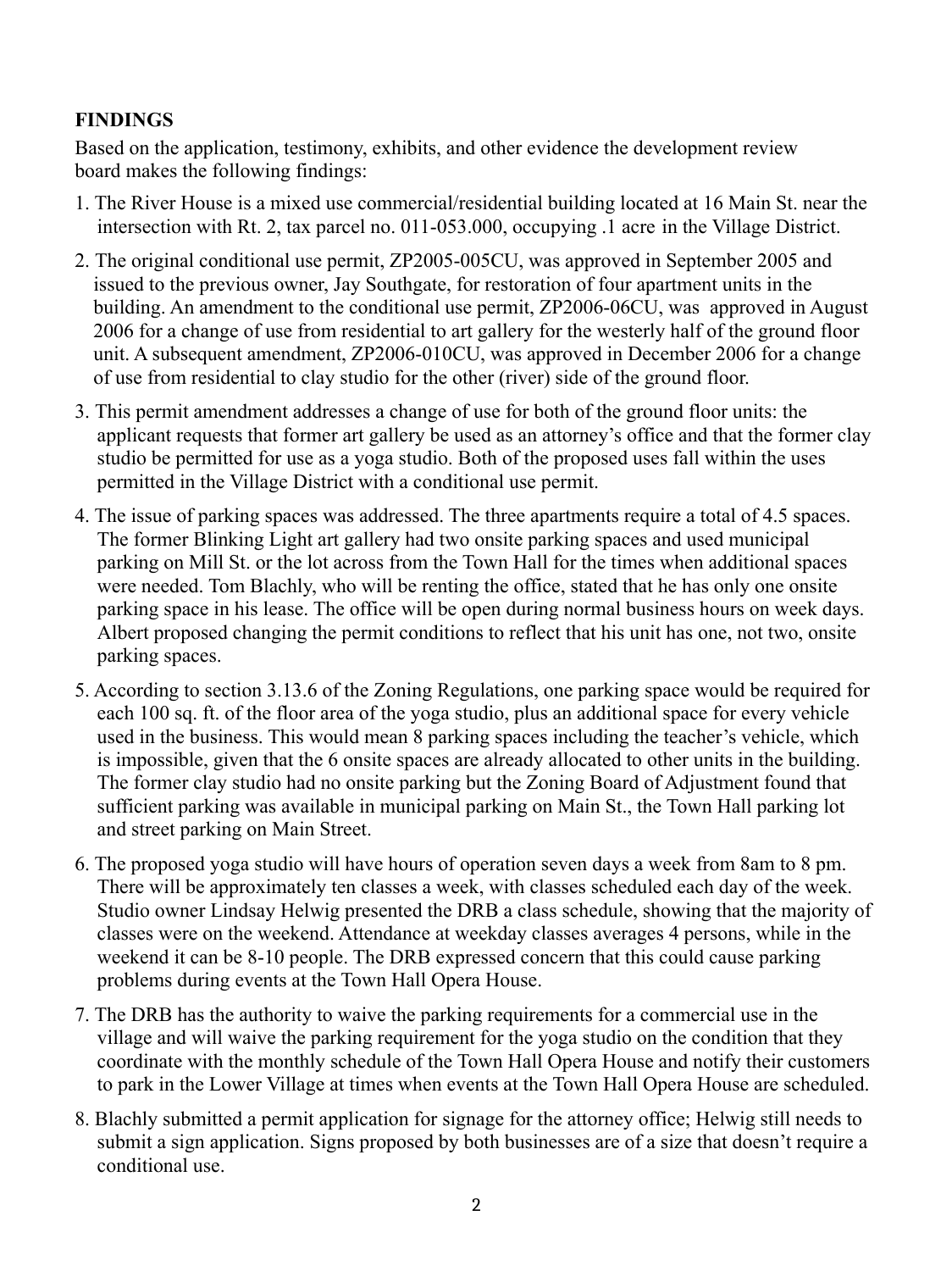**FINDINGS**

Based on the application, testimony, exhibits, and other evidence the development review board makes the following findings:

1. The River House is a mixed use commercial/residential building located at 16 Main St. near the intersection with Rt. 2, tax parcel no. 011-053.000, occupying .1 acre in the Village District.

2. The original conditional use permit, ZP2005-005CU, was approved in September 2005 and issued to the previous owner, Jay Southgate, for restoration of four apartment units in the building. An amendment to the conditional use permit, ZP2006-06CU, was approved in August 2006 for a change of use from residential to art gallery for the westerly half of the ground floor unit. A subsequent amendment, ZP2006-010CU, was approved in December 2006 for a change of use from residential to clay studio for the other (river) side of the ground floor.

3. This permit amendment addresses a change of use for both of the ground floor units: the applicant requests that former art gallery be used as an attorney's office and that the former clay studio be permitted for use as a yoga studio. Both of the proposed uses fall within the uses permitted in the Village District with a conditional use permit.

4. The issue of parking spaces was addressed. The three apartments require a total of 4.5 spaces. The former Blinking Light art gallery had two onsite parking spaces and used municipal parking on Mill St. or the lot across from the Town Hall for the times when additional spaces were needed. Tom Blachly, who will be renting the office, stated that he has only one onsite parking space in his lease. The office will be open during normal business hours on week days. Albert proposed changing the permit conditions to reflect that his unit has one, not two, onsite parking spaces.

5. According to section 3.13.6 of the Zoning Regulations, one parking space would be required for each 100 sq. ft. of the floor area of the yoga studio, plus an additional space for every vehicle used in the business. This would mean 8 parking spaces including the teacher's vehicle, which is impossible, given that the 6 onsite spaces are already allocated to other units in the building. The former clay studio had no onsite parking but the Zoning Board of Adjustment found that sufficient parking was available in municipal parking on Main St., the Town Hall parking lot and street parking on Main Street.

6. The proposed yoga studio will have hours of operation seven days a week from 8am to 8 pm. There will be approximately ten classes a week, with classes scheduled each day of the week. Studio owner Lindsay Helwig presented the DRB a class schedule, showing that the majority of classes were on the weekend. Attendance at weekday classes averages 4 persons, while in the weekend it can be 8-10 people. The DRB expressed concern that this could cause parking problems during events at the Town Hall Opera House.

7. The DRB has the authority to waive the parking requirements for a commercial use in the village and will waive the parking requirement for the yoga studio on the condition that they coordinate with the monthly schedule of the Town Hall Opera House and notify their customers to park in the Lower Village at times when events at the Town Hall Opera House are scheduled.

8. Blachly submitted a permit application for signage for the attorney office; Helwig still needs to submit a sign application. Signs proposed by both businesses are of a size that doesn't require a conditional use.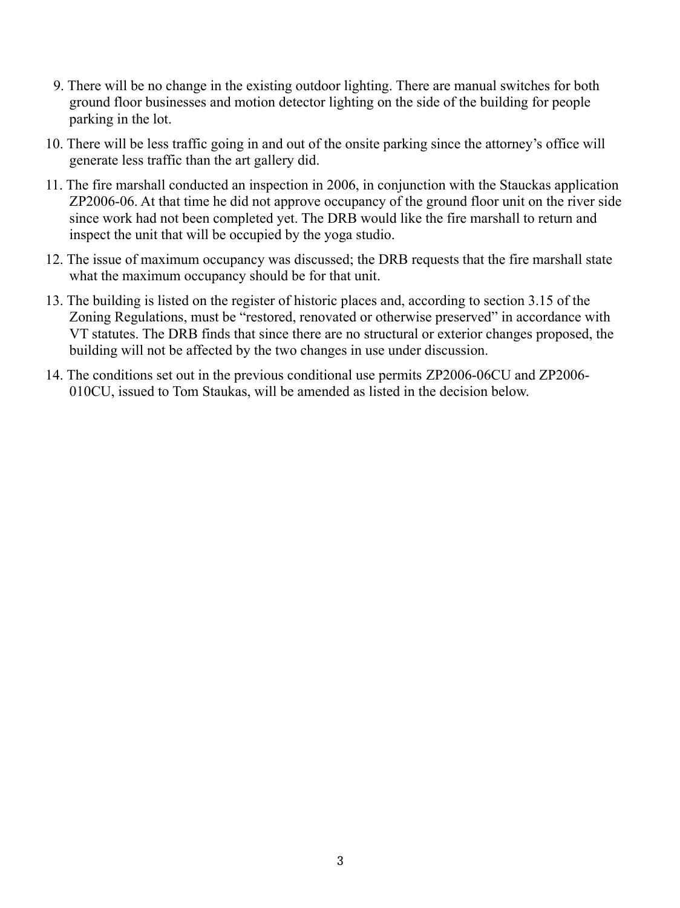9. There will be no change in the existing outdoor lighting. There are manual switches for both ground floor businesses and motion detector lighting on the side of the building for people parking in the lot.
10. There will be less traffic going in and out of the onsite parking since the attorney's office will generate less traffic than the art gallery did.
11. The fire marshall conducted an inspection in 2006, in conjunction with the Stauckas application ZP2006-06. At that time he did not approve occupancy of the ground floor unit on the river side since work had not been completed yet. The DRB would like the fire marshall to return and inspect the unit that will be occupied by the yoga studio.
12. The issue of maximum occupancy was discussed; the DRB requests that the fire marshall state what the maximum occupancy should be for that unit.
13. The building is listed on the register of historic places and, according to section 3.15 of the Zoning Regulations, must be "restored, renovated or otherwise preserved" in accordance with VT statutes. The DRB finds that since there are no structural or exterior changes proposed, the building will not be affected by the two changes in use under discussion.
14. The conditions set out in the previous conditional use permits ZP2006-06CU and ZP2006-010CU, issued to Tom Staukas, will be amended as listed in the decision below.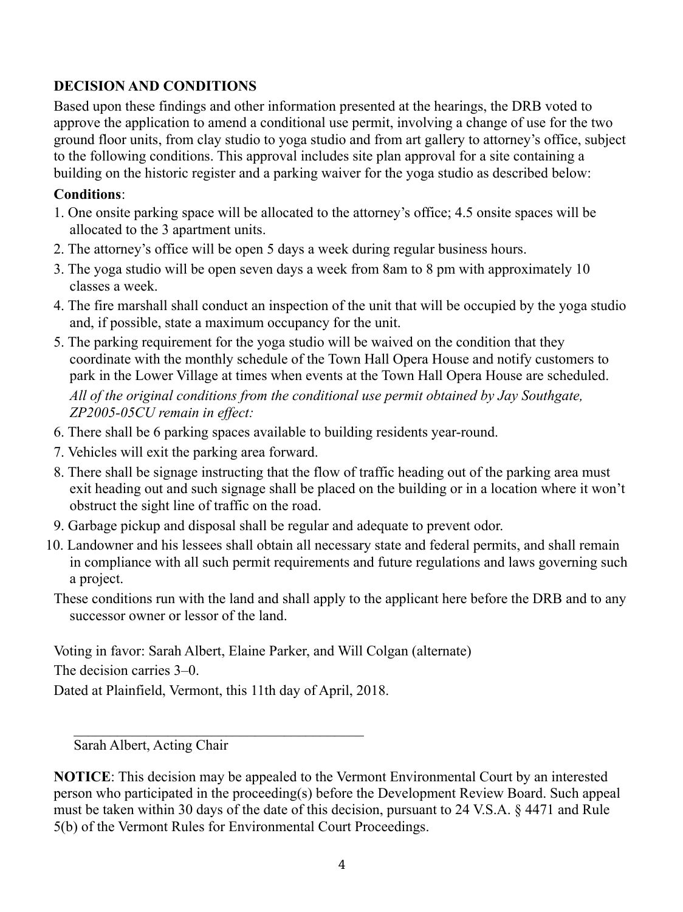**DECISION AND CONDITIONS**

Based upon these findings and other information presented at the hearings, the DRB voted to approve the application to amend a conditional use permit, involving a change of use for the two ground floor units, from clay studio to yoga studio and from art gallery to attorney's office, subject to the following conditions. This approval includes site plan approval for a site containing a building on the historic register and a parking waiver for the yoga studio as described below:

**Conditions**:

1. One onsite parking space will be allocated to the attorney's office; 4.5 onsite spaces will be allocated to the 3 apartment units.
2. The attorney's office will be open 5 days a week during regular business hours.
3. The yoga studio will be open seven days a week from 8am to 8 pm with approximately 10 classes a week.
4. The fire marshall shall conduct an inspection of the unit that will be occupied by the yoga studio and, if possible, state a maximum occupancy for the unit.
5. The parking requirement for the yoga studio will be waived on the condition that they coordinate with the monthly schedule of the Town Hall Opera House and notify customers to park in the Lower Village at times when events at the Town Hall Opera House are scheduled.

   *All of the original conditions from the conditional use permit obtained by Jay Southgate, ZP2005-05CU remain in effect:*

6. There shall be 6 parking spaces available to building residents year-round.
7. Vehicles will exit the parking area forward.
8. There shall be signage instructing that the flow of traffic heading out of the parking area must exit heading out and such signage shall be placed on the building or in a location where it won't obstruct the sight line of traffic on the road.
9. Garbage pickup and disposal shall be regular and adequate to prevent odor.
10. Landowner and his lessees shall obtain all necessary state and federal permits, and shall remain in compliance with all such permit requirements and future regulations and laws governing such a project.

These conditions run with the land and shall apply to the applicant here before the DRB and to any successor owner or lessor of the land.

Voting in favor: Sarah Albert, Elaine Parker, and Will Colgan (alternate)

The decision carries 3–0.

Dated at Plainfield, Vermont, this 11th day of April, 2018.

\_\_\_\_\_\_\_\_\_\_\_\_\_\_\_\_\_\_\_\_\_\_\_\_\_\_\_\_\_\_\_\_\_\_\_\_\_\_\_\_\_\_

Sarah Albert, Acting Chair

**NOTICE**: This decision may be appealed to the Vermont Environmental Court by an interested person who participated in the proceeding(s) before the Development Review Board. Such appeal must be taken within 30 days of the date of this decision, pursuant to 24 V.S.A. § 4471 and Rule 5(b) of the Vermont Rules for Environmental Court Proceedings.